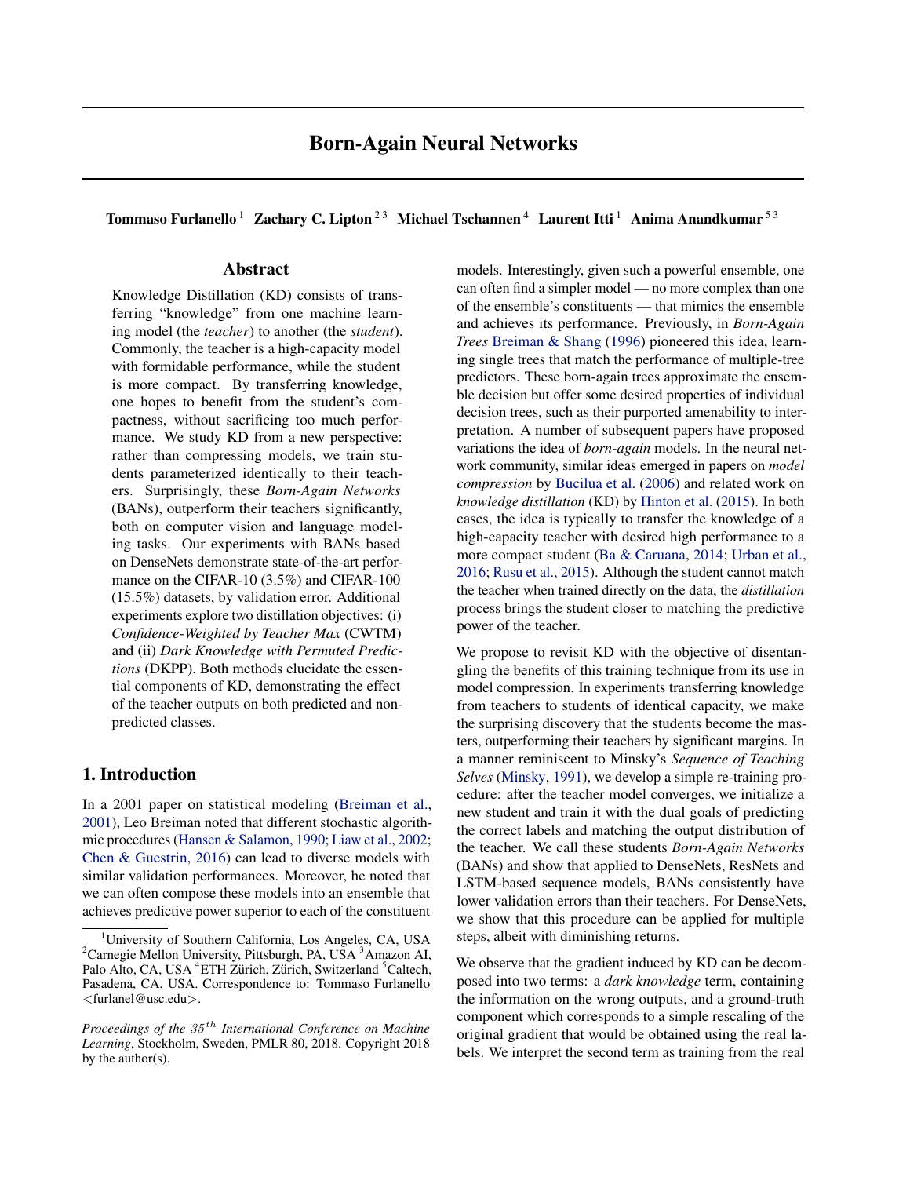# Born-Again Neural Networks

**Tommaso Furlanello** [1] **Zachary C. Lipton** [2,3] **Michael Tschannen** [4] **Laurent Itti** [1] **Anima Anandkumar** [5,3]

## Abstract

Knowledge Distillation (KD) consists of transferring "knowledge" from one machine learning model (the *teacher*) to another (the *student*). Commonly, the teacher is a high-capacity model with formidable performance, while the student is more compact. By transferring knowledge, one hopes to benefit from the student's compactness, without sacrificing too much performance. We study KD from a new perspective: rather than compressing models, we train students parameterized identically to their teachers. Surprisingly, these *Born-Again Networks* (BANs), outperform their teachers significantly, both on computer vision and language modeling tasks. Our experiments with BANs based on DenseNets demonstrate state-of-the-art performance on the CIFAR-10 (3.5%) and CIFAR-100 (15.5%) datasets, by validation error. Additional experiments explore two distillation objectives: (i) *Confidence-Weighted by Teacher Max* (CWTM) and (ii) *Dark Knowledge with Permuted Predictions* (DKPP). Both methods elucidate the essential components of KD, demonstrating the effect of the teacher outputs on both predicted and non-predicted classes.

## 1. Introduction

In a 2001 paper on statistical modeling (Breiman et al., 2001), Leo Breiman noted that different stochastic algorithmic procedures (Hansen & Salamon, 1990; Liaw et al., 2002; Chen & Guestrin, 2016) can lead to diverse models with similar validation performances. Moreover, he noted that we can often compose these models into an ensemble that achieves predictive power superior to each of the constituent models. Interestingly, given such a powerful ensemble, one can often find a simpler model — no more complex than one of the ensemble's constituents — that mimics the ensemble and achieves its performance. Previously, in *Born-Again Trees* Breiman & Shang (1996) pioneered this idea, learning single trees that match the performance of multiple-tree predictors. These born-again trees approximate the ensemble decision but offer some desired properties of individual decision trees, such as their purported amenability to interpretation. A number of subsequent papers have proposed variations the idea of *born-again* models. In the neural network community, similar ideas emerged in papers on *model compression* by Bucilua et al. (2006) and related work on *knowledge distillation* (KD) by Hinton et al. (2015). In both cases, the idea is typically to transfer the knowledge of a high-capacity teacher with desired high performance to a more compact student (Ba & Caruana, 2014; Urban et al., 2016; Rusu et al., 2015). Although the student cannot match the teacher when trained directly on the data, the *distillation* process brings the student closer to matching the predictive power of the teacher.

We propose to revisit KD with the objective of disentangling the benefits of this training technique from its use in model compression. In experiments transferring knowledge from teachers to students of identical capacity, we make the surprising discovery that the students become the masters, outperforming their teachers by significant margins. In a manner reminiscent to Minsky's *Sequence of Teaching Selves* (Minsky, 1991), we develop a simple re-training procedure: after the teacher model converges, we initialize a new student and train it with the dual goals of predicting the correct labels and matching the output distribution of the teacher. We call these students *Born-Again Networks* (BANs) and show that applied to DenseNets, ResNets and LSTM-based sequence models, BANs consistently have lower validation errors than their teachers. For DenseNets, we show that this procedure can be applied for multiple steps, albeit with diminishing returns.

We observe that the gradient induced by KD can be decomposed into two terms: a *dark knowledge* term, containing the information on the wrong outputs, and a ground-truth component which corresponds to a simple rescaling of the original gradient that would be obtained using the real labels. We interpret the second term as training from the real

[1] University of Southern California, Los Angeles, CA, USA [2] Carnegie Mellon University, Pittsburgh, PA, USA [3] Amazon AI, Palo Alto, CA, USA [4] ETH Zürich, Zürich, Switzerland [5] Caltech, Pasadena, CA, USA. Correspondence to: Tommaso Furlanello <furlanel@usc.edu>.

*Proceedings of the 35th International Conference on Machine Learning*, Stockholm, Sweden, PMLR 80, 2018. Copyright 2018 by the author(s).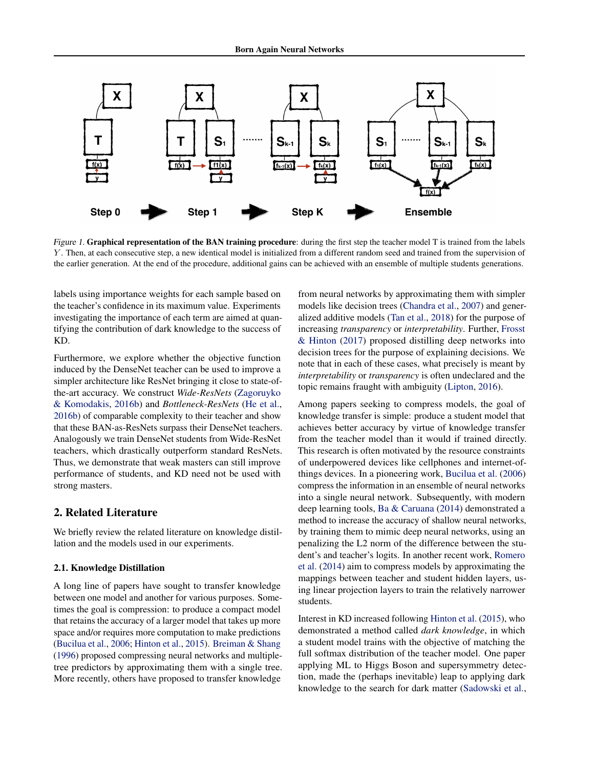*Figure 1.* **Graphical representation of the BAN training procedure**: during the first step the teacher model T is trained from the labels $Y$. Then, at each consecutive step, a new identical model is initialized from a different random seed and trained from the supervision of the earlier generation. At the end of the procedure, additional gains can be achieved with an ensemble of multiple students generations.

labels using importance weights for each sample based on the teacher's confidence in its maximum value. Experiments investigating the importance of each term are aimed at quantifying the contribution of dark knowledge to the success of KD.

Furthermore, we explore whether the objective function induced by the DenseNet teacher can be used to improve a simpler architecture like ResNet bringing it close to state-of-the-art accuracy. We construct *Wide-ResNets* (Zagoruyko & Komodakis, 2016b) and *Bottleneck-ResNets* (He et al., 2016b) of comparable complexity to their teacher and show that these BAN-as-ResNets surpass their DenseNet teachers. Analogously we train DenseNet students from Wide-ResNet teachers, which drastically outperform standard ResNets. Thus, we demonstrate that weak masters can still improve performance of students, and KD need not be used with strong masters.

## 2. Related Literature

We briefly review the related literature on knowledge distillation and the models used in our experiments.

### 2.1. Knowledge Distillation

A long line of papers have sought to transfer knowledge between one model and another for various purposes. Sometimes the goal is compression: to produce a compact model that retains the accuracy of a larger model that takes up more space and/or requires more computation to make predictions (Bucilua et al., 2006; Hinton et al., 2015). Breiman & Shang (1996) proposed compressing neural networks and multiple-tree predictors by approximating them with a single tree. More recently, others have proposed to transfer knowledge from neural networks by approximating them with simpler models like decision trees (Chandra et al., 2007) and generalized additive models (Tan et al., 2018) for the purpose of increasing *transparency* or *interpretability*. Further, Frosst & Hinton (2017) proposed distilling deep networks into decision trees for the purpose of explaining decisions. We note that in each of these cases, what precisely is meant by *interpretability* or *transparency* is often undeclared and the topic remains fraught with ambiguity (Lipton, 2016).

Among papers seeking to compress models, the goal of knowledge transfer is simple: produce a student model that achieves better accuracy by virtue of knowledge transfer from the teacher model than it would if trained directly. This research is often motivated by the resource constraints of underpowered devices like cellphones and internet-of-things devices. In a pioneering work, Bucilua et al. (2006) compress the information in an ensemble of neural networks into a single neural network. Subsequently, with modern deep learning tools, Ba & Caruana (2014) demonstrated a method to increase the accuracy of shallow neural networks, by training them to mimic deep neural networks, using an penalizing the L2 norm of the difference between the student's and teacher's logits. In another recent work, Romero et al. (2014) aim to compress models by approximating the mappings between teacher and student hidden layers, using linear projection layers to train the relatively narrower students.

Interest in KD increased following Hinton et al. (2015), who demonstrated a method called *dark knowledge*, in which a student model trains with the objective of matching the full softmax distribution of the teacher model. One paper applying ML to Higgs Boson and supersymmetry detection, made the (perhaps inevitable) leap to applying dark knowledge to the search for dark matter (Sadowski et al.,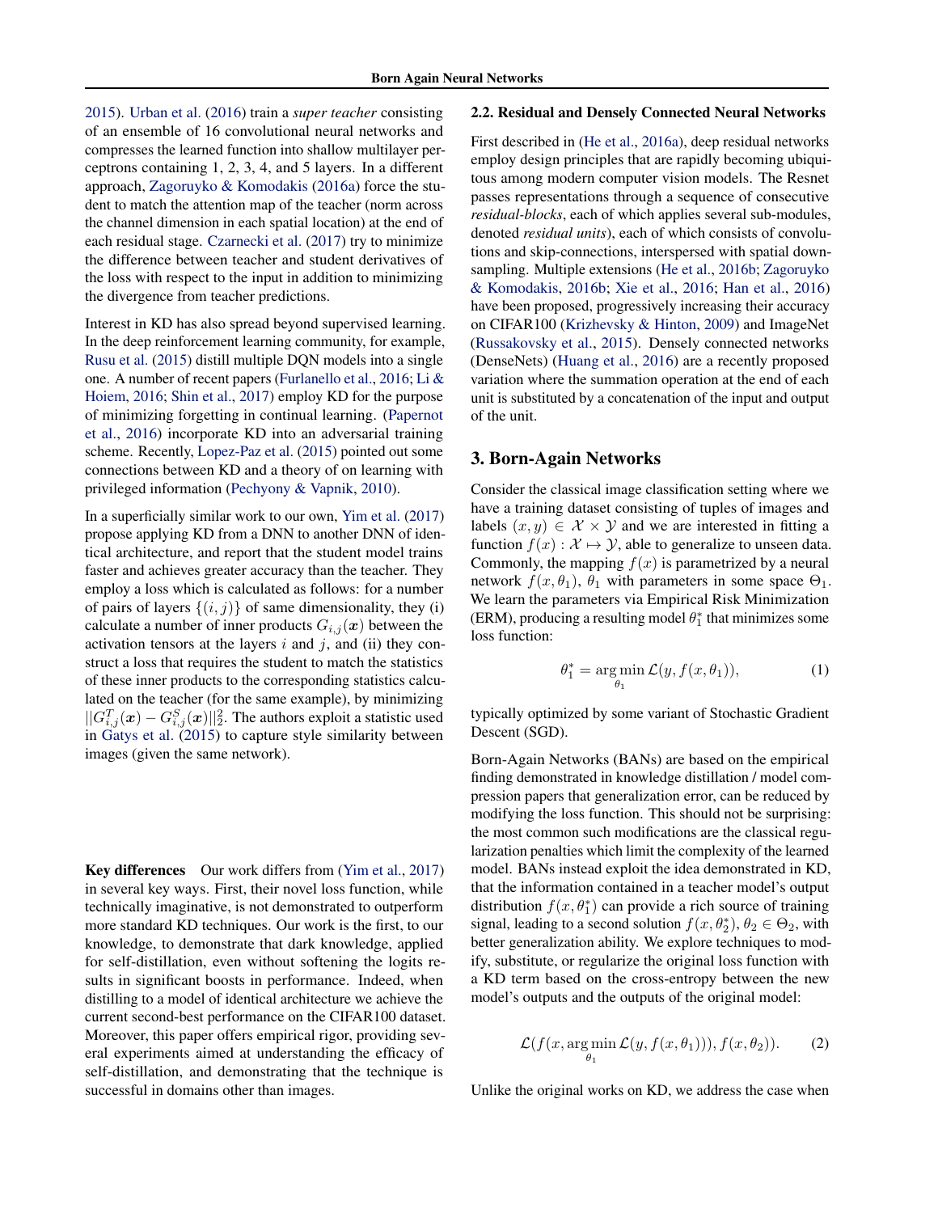2015). Urban et al. (2016) train a *super teacher* consisting of an ensemble of 16 convolutional neural networks and compresses the learned function into shallow multilayer perceptrons containing 1, 2, 3, 4, and 5 layers. In a different approach, Zagoruyko & Komodakis (2016a) force the student to match the attention map of the teacher (norm across the channel dimension in each spatial location) at the end of each residual stage. Czarnecki et al. (2017) try to minimize the difference between teacher and student derivatives of the loss with respect to the input in addition to minimizing the divergence from teacher predictions.

Interest in KD has also spread beyond supervised learning. In the deep reinforcement learning community, for example, Rusu et al. (2015) distill multiple DQN models into a single one. A number of recent papers (Furlanello et al., 2016; Li & Hoiem, 2016; Shin et al., 2017) employ KD for the purpose of minimizing forgetting in continual learning. (Papernot et al., 2016) incorporate KD into an adversarial training scheme. Recently, Lopez-Paz et al. (2015) pointed out some connections between KD and a theory of on learning with privileged information (Pechyony & Vapnik, 2010).

In a superficially similar work to our own, Yim et al. (2017) propose applying KD from a DNN to another DNN of identical architecture, and report that the student model trains faster and achieves greater accuracy than the teacher. They employ a loss which is calculated as follows: for a number of pairs of layers $\{(i, j)\}$ of same dimensionality, they (i) calculate a number of inner products $G_{i,j}(\boldsymbol{x})$ between the activation tensors at the layers $i$ and $j$, and (ii) they construct a loss that requires the student to match the statistics of these inner products to the corresponding statistics calculated on the teacher (for the same example), by minimizing $||G^T_{i,j}(\boldsymbol{x}) - G^S_{i,j}(\boldsymbol{x})||^2_2$. The authors exploit a statistic used in Gatys et al. (2015) to capture style similarity between images (given the same network).

**Key differences** Our work differs from (Yim et al., 2017) in several key ways. First, their novel loss function, while technically imaginative, is not demonstrated to outperform more standard KD techniques. Our work is the first, to our knowledge, to demonstrate that dark knowledge, applied for self-distillation, even without softening the logits results in significant boosts in performance. Indeed, when distilling to a model of identical architecture we achieve the current second-best performance on the CIFAR100 dataset. Moreover, this paper offers empirical rigor, providing several experiments aimed at understanding the efficacy of self-distillation, and demonstrating that the technique is successful in domains other than images.

### 2.2. Residual and Densely Connected Neural Networks

First described in (He et al., 2016a), deep residual networks employ design principles that are rapidly becoming ubiquitous among modern computer vision models. The Resnet passes representations through a sequence of consecutive *residual-blocks*, each of which applies several sub-modules, denoted *residual units*), each of which consists of convolutions and skip-connections, interspersed with spatial downsampling. Multiple extensions (He et al., 2016b; Zagoruyko & Komodakis, 2016b; Xie et al., 2016; Han et al., 2016) have been proposed, progressively increasing their accuracy on CIFAR100 (Krizhevsky & Hinton, 2009) and ImageNet (Russakovsky et al., 2015). Densely connected networks (DenseNets) (Huang et al., 2016) are a recently proposed variation where the summation operation at the end of each unit is substituted by a concatenation of the input and output of the unit.

## 3. Born-Again Networks

Consider the classical image classification setting where we have a training dataset consisting of tuples of images and labels $(x, y) \in \mathcal{X} \times \mathcal{Y}$ and we are interested in fitting a function $f(x) : \mathcal{X} \mapsto \mathcal{Y}$, able to generalize to unseen data. Commonly, the mapping $f(x)$ is parametrized by a neural network $f(x, \theta_1)$, $\theta_1$ with parameters in some space $\Theta_1$. We learn the parameters via Empirical Risk Minimization (ERM), producing a resulting model $\theta_1^*$ that minimizes some loss function:

$$\theta_1^* = \arg\min_{\theta_1} \mathcal{L}(y, f(x, \theta_1)), \tag{1}$$

typically optimized by some variant of Stochastic Gradient Descent (SGD).

Born-Again Networks (BANs) are based on the empirical finding demonstrated in knowledge distillation / model compression papers that generalization error, can be reduced by modifying the loss function. This should not be surprising: the most common such modifications are the classical regularization penalties which limit the complexity of the learned model. BANs instead exploit the idea demonstrated in KD, that the information contained in a teacher model's output distribution $f(x, \theta_1^*)$ can provide a rich source of training signal, leading to a second solution $f(x, \theta_2^*)$, $\theta_2 \in \Theta_2$, with better generalization ability. We explore techniques to modify, substitute, or regularize the original loss function with a KD term based on the cross-entropy between the new model's outputs and the outputs of the original model:

$$\mathcal{L}(f(x, \arg\min_{\theta_1} \mathcal{L}(y, f(x, \theta_1))), f(x, \theta_2)). \tag{2}$$

Unlike the original works on KD, we address the case when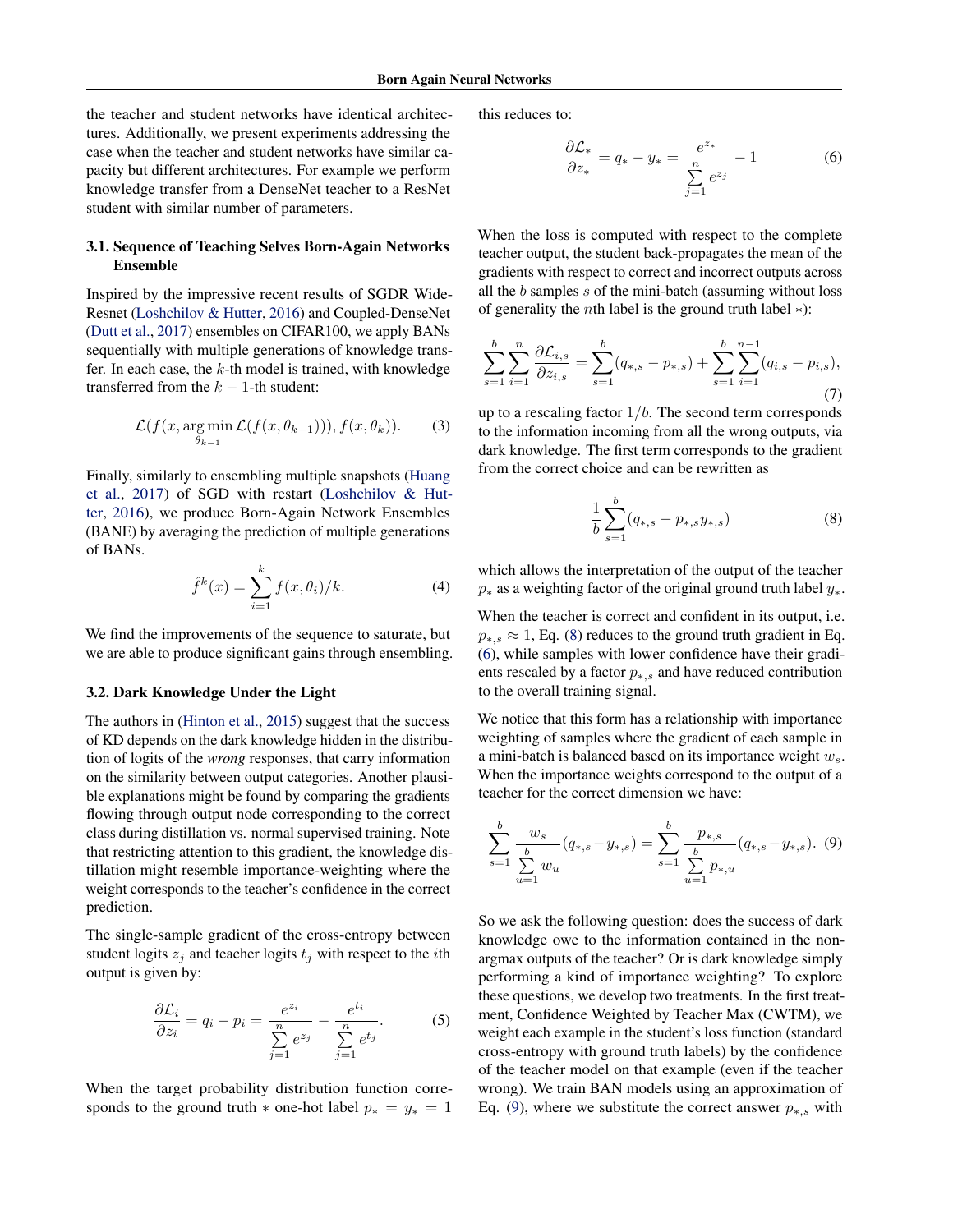the teacher and student networks have identical architectures. Additionally, we present experiments addressing the case when the teacher and student networks have similar capacity but different architectures. For example we perform knowledge transfer from a DenseNet teacher to a ResNet student with similar number of parameters.

### 3.1. Sequence of Teaching Selves Born-Again Networks Ensemble

Inspired by the impressive recent results of SGDR Wide-Resnet (Loshchilov & Hutter, 2016) and Coupled-DenseNet (Dutt et al., 2017) ensembles on CIFAR100, we apply BANs sequentially with multiple generations of knowledge transfer. In each case, the $k$-th model is trained, with knowledge transferred from the $k-1$-th student:

$$\mathcal{L}(f(x, \arg\min_{\theta_{k-1}} \mathcal{L}(f(x, \theta_{k-1}))), f(x, \theta_k)). \tag{3}$$

Finally, similarly to ensembling multiple snapshots (Huang et al., 2017) of SGD with restart (Loshchilov & Hutter, 2016), we produce Born-Again Network Ensembles (BANE) by averaging the prediction of multiple generations of BANs.

$$\hat{f}^k(x) = \sum_{i=1}^{k} f(x, \theta_i)/k. \tag{4}$$

We find the improvements of the sequence to saturate, but we are able to produce significant gains through ensembling.

### 3.2. Dark Knowledge Under the Light

The authors in (Hinton et al., 2015) suggest that the success of KD depends on the dark knowledge hidden in the distribution of logits of the *wrong* responses, that carry information on the similarity between output categories. Another plausible explanations might be found by comparing the gradients flowing through output node corresponding to the correct class during distillation vs. normal supervised training. Note that restricting attention to this gradient, the knowledge distillation might resemble importance-weighting where the weight corresponds to the teacher's confidence in the correct prediction.

The single-sample gradient of the cross-entropy between student logits $z_j$ and teacher logits $t_j$ with respect to the $i$th output is given by:

$$\frac{\partial \mathcal{L}_i}{\partial z_i} = q_i - p_i = \frac{e^{z_i}}{\sum_{j=1}^{n} e^{z_j}} - \frac{e^{t_i}}{\sum_{j=1}^{n} e^{t_j}}. \tag{5}$$

When the target probability distribution function corresponds to the ground truth $*$ one-hot label $p_* = y_* = 1$ this reduces to:

$$\frac{\partial \mathcal{L}_*}{\partial z_*} = q_* - y_* = \frac{e^{z_*}}{\sum_{j=1}^{n} e^{z_j}} - 1 \tag{6}$$

When the loss is computed with respect to the complete teacher output, the student back-propagates the mean of the gradients with respect to correct and incorrect outputs across all the $b$ samples $s$ of the mini-batch (assuming without loss of generality the $n$th label is the ground truth label $*$):

$$\sum_{s=1}^{b}\sum_{i=1}^{n} \frac{\partial \mathcal{L}_{i,s}}{\partial z_{i,s}} = \sum_{s=1}^{b}(q_{*,s} - p_{*,s}) + \sum_{s=1}^{b}\sum_{i=1}^{n-1}(q_{i,s} - p_{i,s}), \tag{7}$$

up to a rescaling factor $1/b$. The second term corresponds to the information incoming from all the wrong outputs, via dark knowledge. The first term corresponds to the gradient from the correct choice and can be rewritten as

$$\frac{1}{b}\sum_{s=1}^{b}(q_{*,s} - p_{*,s} y_{*,s}) \tag{8}$$

which allows the interpretation of the output of the teacher $p_*$ as a weighting factor of the original ground truth label $y_*$.

When the teacher is correct and confident in its output, i.e. $p_{*,s} \approx 1$, Eq. (8) reduces to the ground truth gradient in Eq. (6), while samples with lower confidence have their gradients rescaled by a factor $p_{*,s}$ and have reduced contribution to the overall training signal.

We notice that this form has a relationship with importance weighting of samples where the gradient of each sample in a mini-batch is balanced based on its importance weight $w_s$. When the importance weights correspond to the output of a teacher for the correct dimension we have:

$$\sum_{s=1}^{b} \frac{w_s}{\sum_{u=1}^{b} w_u}(q_{*,s} - y_{*,s}) = \sum_{s=1}^{b} \frac{p_{*,s}}{\sum_{u=1}^{b} p_{*,u}}(q_{*,s} - y_{*,s}). \tag{9}$$

So we ask the following question: does the success of dark knowledge owe to the information contained in the non-argmax outputs of the teacher? Or is dark knowledge simply performing a kind of importance weighting? To explore these questions, we develop two treatments. In the first treatment, Confidence Weighted by Teacher Max (CWTM), we weight each example in the student's loss function (standard cross-entropy with ground truth labels) by the confidence of the teacher model on that example (even if the teacher wrong). We train BAN models using an approximation of Eq. (9), where we substitute the correct answer $p_{*,s}$ with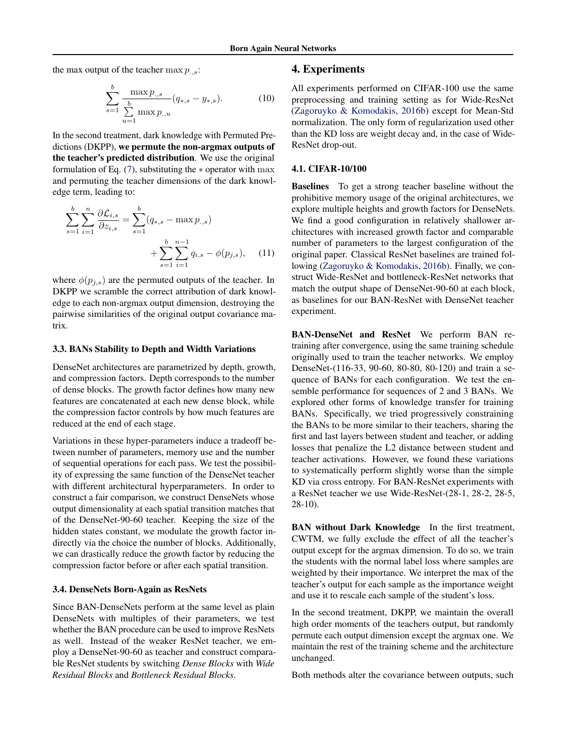the max output of the teacher $\max p_{.,s}$:

$$\sum_{s=1}^{b} \frac{\max p_{.,s}}{\sum\limits_{u=1}^{b} \max p_{.,u}} (q_{*,s} - y_{*,s}). \tag{10}$$

In the second treatment, dark knowledge with Permuted Predictions (DKPP), **we permute the non-argmax outputs of the teacher's predicted distribution**. We use the original formulation of Eq. (7), substituting the $*$ operator with $\max$ and permuting the teacher dimensions of the dark knowledge term, leading to:

$$\sum_{s=1}^{b} \sum_{i=1}^{n} \frac{\partial \mathcal{L}_{i,s}}{\partial z_{i,s}} = \sum_{s=1}^{b} (q_{*,s} - \max p_{.,s}) + \sum_{s=1}^{b} \sum_{i=1}^{n-1} q_{i,s} - \phi(p_{j,s}), \tag{11}$$

where $\phi(p_{j,s})$ are the permuted outputs of the teacher. In DKPP we scramble the correct attribution of dark knowledge to each non-argmax output dimension, destroying the pairwise similarities of the original output covariance matrix.

### 3.3. BANs Stability to Depth and Width Variations

DenseNet architectures are parametrized by depth, growth, and compression factors. Depth corresponds to the number of dense blocks. The growth factor defines how many new features are concatenated at each new dense block, while the compression factor controls by how much features are reduced at the end of each stage.

Variations in these hyper-parameters induce a tradeoff between number of parameters, memory use and the number of sequential operations for each pass. We test the possibility of expressing the same function of the DenseNet teacher with different architectural hyperparameters. In order to construct a fair comparison, we construct DenseNets whose output dimensionality at each spatial transition matches that of the DenseNet-90-60 teacher. Keeping the size of the hidden states constant, we modulate the growth factor indirectly via the choice the number of blocks. Additionally, we can drastically reduce the growth factor by reducing the compression factor before or after each spatial transition.

### 3.4. DenseNets Born-Again as ResNets

Since BAN-DenseNets perform at the same level as plain DenseNets with multiples of their parameters, we test whether the BAN procedure can be used to improve ResNets as well. Instead of the weaker ResNet teacher, we employ a DenseNet-90-60 as teacher and construct comparable ResNet students by switching *Dense Blocks* with *Wide Residual Blocks* and *Bottleneck Residual Blocks*.

## 4. Experiments

All experiments performed on CIFAR-100 use the same preprocessing and training setting as for Wide-ResNet (Zagoruyko & Komodakis, 2016b) except for Mean-Std normalization. The only form of regularization used other than the KD loss are weight decay and, in the case of Wide-ResNet drop-out.

### 4.1. CIFAR-10/100

**Baselines** To get a strong teacher baseline without the prohibitive memory usage of the original architectures, we explore multiple heights and growth factors for DenseNets. We find a good configuration in relatively shallower architectures with increased growth factor and comparable number of parameters to the largest configuration of the original paper. Classical ResNet baselines are trained following (Zagoruyko & Komodakis, 2016b). Finally, we construct Wide-ResNet and bottleneck-ResNet networks that match the output shape of DenseNet-90-60 at each block, as baselines for our BAN-ResNet with DenseNet teacher experiment.

**BAN-DenseNet and ResNet** We perform BAN retraining after convergence, using the same training schedule originally used to train the teacher networks. We employ DenseNet-(116-33, 90-60, 80-80, 80-120) and train a sequence of BANs for each configuration. We test the ensemble performance for sequences of 2 and 3 BANs. We explored other forms of knowledge transfer for training BANs. Specifically, we tried progressively constraining the BANs to be more similar to their teachers, sharing the first and last layers between student and teacher, or adding losses that penalize the L2 distance between student and teacher activations. However, we found these variations to systematically perform slightly worse than the simple KD via cross entropy. For BAN-ResNet experiments with a ResNet teacher we use Wide-ResNet-(28-1, 28-2, 28-5, 28-10).

**BAN without Dark Knowledge** In the first treatment, CWTM, we fully exclude the effect of all the teacher's output except for the argmax dimension. To do so, we train the students with the normal label loss where samples are weighted by their importance. We interpret the max of the teacher's output for each sample as the importance weight and use it to rescale each sample of the student's loss.

In the second treatment, DKPP, we maintain the overall high order moments of the teachers output, but randomly permute each output dimension except the argmax one. We maintain the rest of the training scheme and the architecture unchanged.

Both methods alter the covariance between outputs, such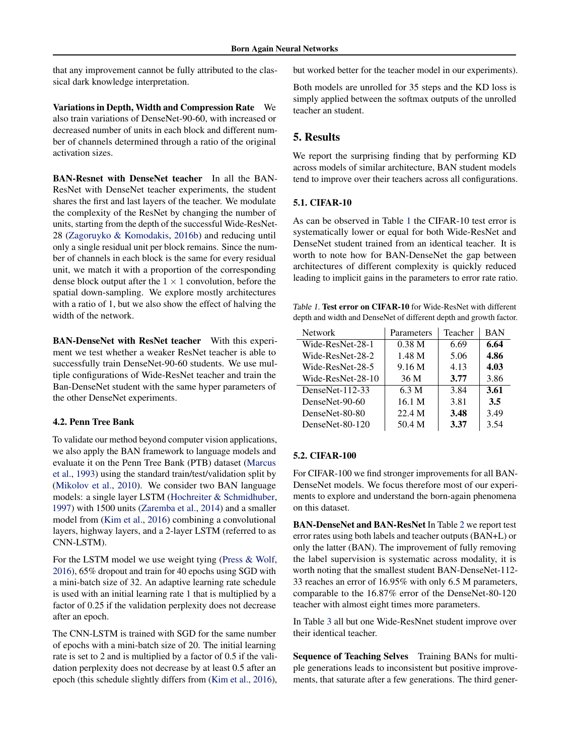that any improvement cannot be fully attributed to the classical dark knowledge interpretation.

**Variations in Depth, Width and Compression Rate** We also train variations of DenseNet-90-60, with increased or decreased number of units in each block and different number of channels determined through a ratio of the original activation sizes.

**BAN-Resnet with DenseNet teacher** In all the BAN-ResNet with DenseNet teacher experiments, the student shares the first and last layers of the teacher. We modulate the complexity of the ResNet by changing the number of units, starting from the depth of the successful Wide-ResNet-28 (Zagoruyko & Komodakis, 2016b) and reducing until only a single residual unit per block remains. Since the number of channels in each block is the same for every residual unit, we match it with a proportion of the corresponding dense block output after the $1 \times 1$ convolution, before the spatial down-sampling. We explore mostly architectures with a ratio of 1, but we also show the effect of halving the width of the network.

**BAN-DenseNet with ResNet teacher** With this experiment we test whether a weaker ResNet teacher is able to successfully train DenseNet-90-60 students. We use multiple configurations of Wide-ResNet teacher and train the Ban-DenseNet student with the same hyper parameters of the other DenseNet experiments.

### 4.2. Penn Tree Bank

To validate our method beyond computer vision applications, we also apply the BAN framework to language models and evaluate it on the Penn Tree Bank (PTB) dataset (Marcus et al., 1993) using the standard train/test/validation split by (Mikolov et al., 2010). We consider two BAN language models: a single layer LSTM (Hochreiter & Schmidhuber, 1997) with 1500 units (Zaremba et al., 2014) and a smaller model from (Kim et al., 2016) combining a convolutional layers, highway layers, and a 2-layer LSTM (referred to as CNN-LSTM).

For the LSTM model we use weight tying (Press & Wolf, 2016), 65% dropout and train for 40 epochs using SGD with a mini-batch size of 32. An adaptive learning rate schedule is used with an initial learning rate 1 that is multiplied by a factor of 0.25 if the validation perplexity does not decrease after an epoch.

The CNN-LSTM is trained with SGD for the same number of epochs with a mini-batch size of 20. The initial learning rate is set to 2 and is multiplied by a factor of 0.5 if the validation perplexity does not decrease by at least 0.5 after an epoch (this schedule slightly differs from (Kim et al., 2016), but worked better for the teacher model in our experiments).

Both models are unrolled for 35 steps and the KD loss is simply applied between the softmax outputs of the unrolled teacher an student.

## 5. Results

We report the surprising finding that by performing KD across models of similar architecture, BAN student models tend to improve over their teachers across all configurations.

### 5.1. CIFAR-10

As can be observed in Table 1 the CIFAR-10 test error is systematically lower or equal for both Wide-ResNet and DenseNet student trained from an identical teacher. It is worth to note how for BAN-DenseNet the gap between architectures of different complexity is quickly reduced leading to implicit gains in the parameters to error rate ratio.

*Table 1.* **Test error on CIFAR-10** for Wide-ResNet with different depth and width and DenseNet of different depth and growth factor.

| Network | Parameters | Teacher | BAN |
|---|---|---|---|
| Wide-ResNet-28-1 | 0.38 M | 6.69 | **6.64** |
| Wide-ResNet-28-2 | 1.48 M | 5.06 | **4.86** |
| Wide-ResNet-28-5 | 9.16 M | 4.13 | **4.03** |
| Wide-ResNet-28-10 | 36 M | **3.77** | 3.86 |
| DenseNet-112-33 | 6.3 M | 3.84 | **3.61** |
| DenseNet-90-60 | 16.1 M | 3.81 | **3.5** |
| DenseNet-80-80 | 22.4 M | **3.48** | 3.49 |
| DenseNet-80-120 | 50.4 M | **3.37** | 3.54 |

### 5.2. CIFAR-100

For CIFAR-100 we find stronger improvements for all BAN-DenseNet models. We focus therefore most of our experiments to explore and understand the born-again phenomena on this dataset.

**BAN-DenseNet and BAN-ResNet** In Table 2 we report test error rates using both labels and teacher outputs (BAN+L) or only the latter (BAN). The improvement of fully removing the label supervision is systematic across modality, it is worth noting that the smallest student BAN-DenseNet-112-33 reaches an error of 16.95% with only 6.5 M parameters, comparable to the 16.87% error of the DenseNet-80-120 teacher with almost eight times more parameters.

In Table 3 all but one Wide-ResNnet student improve over their identical teacher.

**Sequence of Teaching Selves** Training BANs for multiple generations leads to inconsistent but positive improvements, that saturate after a few generations. The third gener-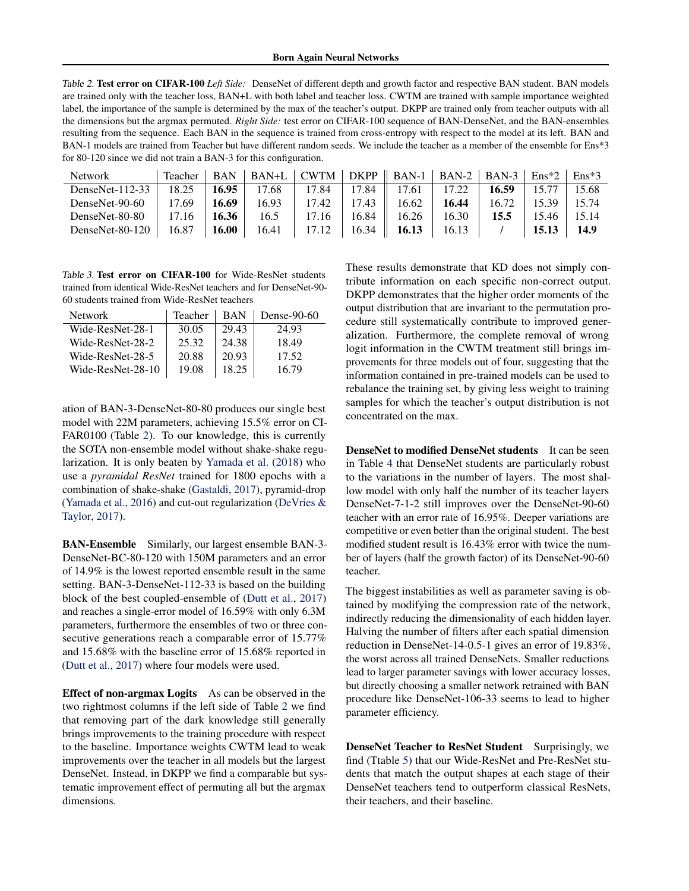*Table 2.* **Test error on CIFAR-100** *Left Side:* DenseNet of different depth and growth factor and respective BAN student. BAN models are trained only with the teacher loss, BAN+L with both label and teacher loss. CWTM are trained with sample importance weighted label, the importance of the sample is determined by the max of the teacher's output. DKPP are trained only from teacher outputs with all the dimensions but the argmax permuted. *Right Side:* test error on CIFAR-100 sequence of BAN-DenseNet, and the BAN-ensembles resulting from the sequence. Each BAN in the sequence is trained from cross-entropy with respect to the model at its left. BAN and BAN-1 models are trained from Teacher but have different random seeds. We include the teacher as a member of the ensemble for Ens*3 for 80-120 since we did not train a BAN-3 for this configuration.

| Network | Teacher | BAN | BAN+L | CWTM | DKPP | BAN-1 | BAN-2 | BAN-3 | Ens*2 | Ens*3 |
|---|---|---|---|---|---|---|---|---|---|---|
| DenseNet-112-33 | 18.25 | **16.95** | 17.68 | 17.84 | 17.84 | 17.61 | 17.22 | **16.59** | 15.77 | 15.68 |
| DenseNet-90-60 | 17.69 | **16.69** | 16.93 | 17.42 | 17.43 | 16.62 | **16.44** | 16.72 | 15.39 | 15.74 |
| DenseNet-80-80 | 17.16 | **16.36** | 16.5 | 17.16 | 16.84 | 16.26 | 16.30 | **15.5** | 15.46 | 15.14 |
| DenseNet-80-120 | 16.87 | **16.00** | 16.41 | 17.12 | 16.34 | **16.13** | 16.13 | / | **15.13** | **14.9** |

*Table 3.* **Test error on CIFAR-100** for Wide-ResNet students trained from identical Wide-ResNet teachers and for DenseNet-90-60 students trained from Wide-ResNet teachers

| Network | Teacher | BAN | Dense-90-60 |
|---|---|---|---|
| Wide-ResNet-28-1 | 30.05 | 29.43 | 24.93 |
| Wide-ResNet-28-2 | 25.32 | 24.38 | 18.49 |
| Wide-ResNet-28-5 | 20.88 | 20.93 | 17.52 |
| Wide-ResNet-28-10 | 19.08 | 18.25 | 16.79 |

ation of BAN-3-DenseNet-80-80 produces our single best model with 22M parameters, achieving 15.5% error on CIFAR0100 (Table 2). To our knowledge, this is currently the SOTA non-ensemble model without shake-shake regularization. It is only beaten by Yamada et al. (2018) who use a *pyramidal ResNet* trained for 1800 epochs with a combination of shake-shake (Gastaldi, 2017), pyramid-drop (Yamada et al., 2016) and cut-out regularization (DeVries & Taylor, 2017).

**BAN-Ensemble** Similarly, our largest ensemble BAN-3-DenseNet-BC-80-120 with 150M parameters and an error of 14.9% is the lowest reported ensemble result in the same setting. BAN-3-DenseNet-112-33 is based on the building block of the best coupled-ensemble of (Dutt et al., 2017) and reaches a single-error model of 16.59% with only 6.3M parameters, furthermore the ensembles of two or three consecutive generations reach a comparable error of 15.77% and 15.68% with the baseline error of 15.68% reported in (Dutt et al., 2017) where four models were used.

**Effect of non-argmax Logits** As can be observed in the two rightmost columns if the left side of Table 2 we find that removing part of the dark knowledge still generally brings improvements to the training procedure with respect to the baseline. Importance weights CWTM lead to weak improvements over the teacher in all models but the largest DenseNet. Instead, in DKPP we find a comparable but systematic improvement effect of permuting all but the argmax dimensions.

These results demonstrate that KD does not simply contribute information on each specific non-correct output. DKPP demonstrates that the higher order moments of the output distribution that are invariant to the permutation procedure still systematically contribute to improved generalization. Furthermore, the complete removal of wrong logit information in the CWTM treatment still brings improvements for three models out of four, suggesting that the information contained in pre-trained models can be used to rebalance the training set, by giving less weight to training samples for which the teacher's output distribution is not concentrated on the max.

**DenseNet to modified DenseNet students** It can be seen in Table 4 that DenseNet students are particularly robust to the variations in the number of layers. The most shallow model with only half the number of its teacher layers DenseNet-7-1-2 still improves over the DenseNet-90-60 teacher with an error rate of 16.95%. Deeper variations are competitive or even better than the original student. The best modified student result is 16.43% error with twice the number of layers (half the growth factor) of its DenseNet-90-60 teacher.

The biggest instabilities as well as parameter saving is obtained by modifying the compression rate of the network, indirectly reducing the dimensionality of each hidden layer. Halving the number of filters after each spatial dimension reduction in DenseNet-14-0.5-1 gives an error of 19.83%, the worst across all trained DenseNets. Smaller reductions lead to larger parameter savings with lower accuracy losses, but directly choosing a smaller network retrained with BAN procedure like DenseNet-106-33 seems to lead to higher parameter efficiency.

**DenseNet Teacher to ResNet Student** Surprisingly, we find (Ttable 5) that our Wide-ResNet and Pre-ResNet students that match the output shapes at each stage of their DenseNet teachers tend to outperform classical ResNets, their teachers, and their baseline.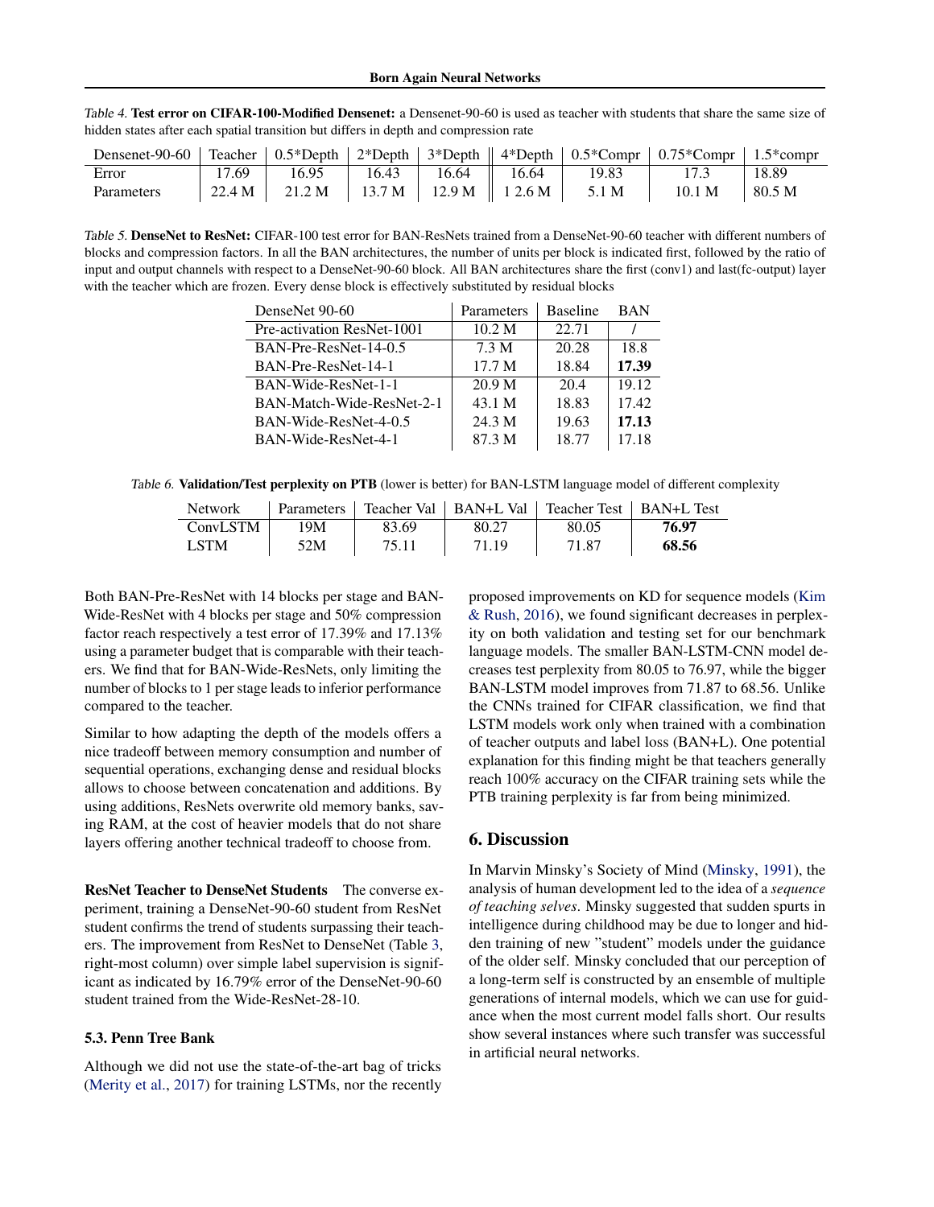*Table 4.* **Test error on CIFAR-100-Modified Densenet:** a Densenet-90-60 is used as teacher with students that share the same size of hidden states after each spatial transition but differs in depth and compression rate

| Densenet-90-60 | Teacher | 0.5*Depth | 2*Depth | 3*Depth | 4*Depth | 0.5*Compr | 0.75*Compr | 1.5*compr |
|---|---|---|---|---|---|---|---|---|
| Error | 17.69 | 16.95 | 16.43 | 16.64 | 16.64 | 19.83 | 17.3 | 18.89 |
| Parameters | 22.4 M | 21.2 M | 13.7 M | 12.9 M | 1 2.6 M | 5.1 M | 10.1 M | 80.5 M |

*Table 5.* **DenseNet to ResNet:** CIFAR-100 test error for BAN-ResNets trained from a DenseNet-90-60 teacher with different numbers of blocks and compression factors. In all the BAN architectures, the number of units per block is indicated first, followed by the ratio of input and output channels with respect to a DenseNet-90-60 block. All BAN architectures share the first (conv1) and last(fc-output) layer with the teacher which are frozen. Every dense block is effectively substituted by residual blocks

| DenseNet 90-60 | Parameters | Baseline | BAN |
|---|---|---|---|
| Pre-activation ResNet-1001 | 10.2 M | 22.71 | / |
| BAN-Pre-ResNet-14-0.5 | 7.3 M | 20.28 | 18.8 |
| BAN-Pre-ResNet-14-1 | 17.7 M | 18.84 | **17.39** |
| BAN-Wide-ResNet-1-1 | 20.9 M | 20.4 | 19.12 |
| BAN-Match-Wide-ResNet-2-1 | 43.1 M | 18.83 | 17.42 |
| BAN-Wide-ResNet-4-0.5 | 24.3 M | 19.63 | **17.13** |
| BAN-Wide-ResNet-4-1 | 87.3 M | 18.77 | 17.18 |

*Table 6.* **Validation/Test perplexity on PTB** (lower is better) for BAN-LSTM language model of different complexity

| Network | Parameters | Teacher Val | BAN+L Val | Teacher Test | BAN+L Test |
|---|---|---|---|---|---|
| ConvLSTM | 19M | 83.69 | 80.27 | 80.05 | **76.97** |
| LSTM | 52M | 75.11 | 71.19 | 71.87 | **68.56** |

Both BAN-Pre-ResNet with 14 blocks per stage and BAN-Wide-ResNet with 4 blocks per stage and 50% compression factor reach respectively a test error of 17.39% and 17.13% using a parameter budget that is comparable with their teachers. We find that for BAN-Wide-ResNets, only limiting the number of blocks to 1 per stage leads to inferior performance compared to the teacher.

Similar to how adapting the depth of the models offers a nice tradeoff between memory consumption and number of sequential operations, exchanging dense and residual blocks allows to choose between concatenation and additions. By using additions, ResNets overwrite old memory banks, saving RAM, at the cost of heavier models that do not share layers offering another technical tradeoff to choose from.

**ResNet Teacher to DenseNet Students** The converse experiment, training a DenseNet-90-60 student from ResNet student confirms the trend of students surpassing their teachers. The improvement from ResNet to DenseNet (Table 3, right-most column) over simple label supervision is significant as indicated by 16.79% error of the DenseNet-90-60 student trained from the Wide-ResNet-28-10.

### 5.3. Penn Tree Bank

Although we did not use the state-of-the-art bag of tricks (Merity et al., 2017) for training LSTMs, nor the recently proposed improvements on KD for sequence models (Kim & Rush, 2016), we found significant decreases in perplexity on both validation and testing set for our benchmark language models. The smaller BAN-LSTM-CNN model decreases test perplexity from 80.05 to 76.97, while the bigger BAN-LSTM model improves from 71.87 to 68.56. Unlike the CNNs trained for CIFAR classification, we find that LSTM models work only when trained with a combination of teacher outputs and label loss (BAN+L). One potential explanation for this finding might be that teachers generally reach 100% accuracy on the CIFAR training sets while the PTB training perplexity is far from being minimized.

## 6. Discussion

In Marvin Minsky's Society of Mind (Minsky, 1991), the analysis of human development led to the idea of a *sequence of teaching selves*. Minsky suggested that sudden spurts in intelligence during childhood may be due to longer and hidden training of new "student" models under the guidance of the older self. Minsky concluded that our perception of a long-term self is constructed by an ensemble of multiple generations of internal models, which we can use for guidance when the most current model falls short. Our results show several instances where such transfer was successful in artificial neural networks.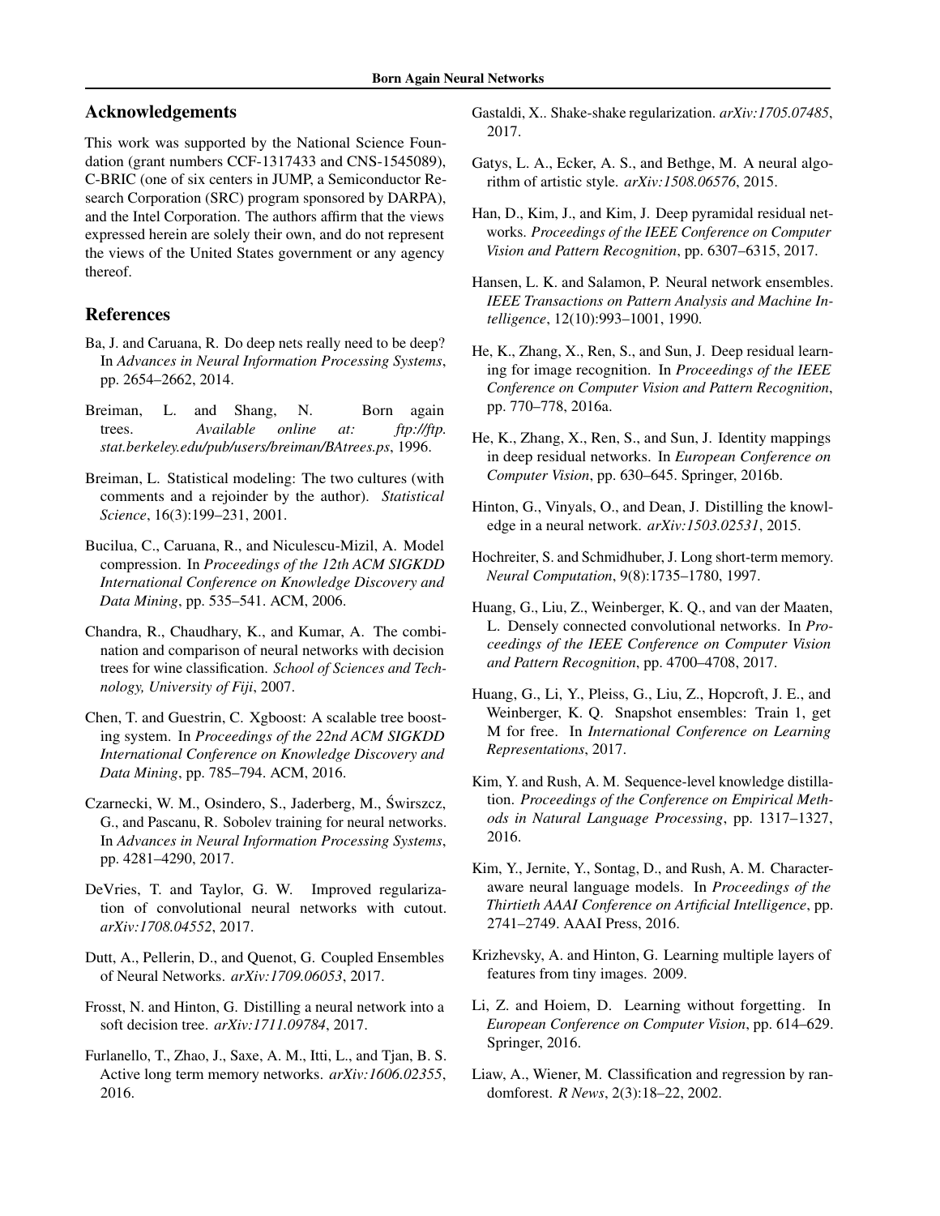## Acknowledgements

This work was supported by the National Science Foundation (grant numbers CCF-1317433 and CNS-1545089), C-BRIC (one of six centers in JUMP, a Semiconductor Research Corporation (SRC) program sponsored by DARPA), and the Intel Corporation. The authors affirm that the views expressed herein are solely their own, and do not represent the views of the United States government or any agency thereof.

## References

Ba, J. and Caruana, R. Do deep nets really need to be deep? In *Advances in Neural Information Processing Systems*, pp. 2654–2662, 2014.

Breiman, L. and Shang, N. Born again trees. *Available online at: ftp://ftp.stat.berkeley.edu/pub/users/breiman/BAtrees.ps*, 1996.

Breiman, L. Statistical modeling: The two cultures (with comments and a rejoinder by the author). *Statistical Science*, 16(3):199–231, 2001.

Bucilua, C., Caruana, R., and Niculescu-Mizil, A. Model compression. In *Proceedings of the 12th ACM SIGKDD International Conference on Knowledge Discovery and Data Mining*, pp. 535–541. ACM, 2006.

Chandra, R., Chaudhary, K., and Kumar, A. The combination and comparison of neural networks with decision trees for wine classification. *School of Sciences and Technology, University of Fiji*, 2007.

Chen, T. and Guestrin, C. Xgboost: A scalable tree boosting system. In *Proceedings of the 22nd ACM SIGKDD International Conference on Knowledge Discovery and Data Mining*, pp. 785–794. ACM, 2016.

Czarnecki, W. M., Osindero, S., Jaderberg, M., Świrszcz, G., and Pascanu, R. Sobolev training for neural networks. In *Advances in Neural Information Processing Systems*, pp. 4281–4290, 2017.

DeVries, T. and Taylor, G. W. Improved regularization of convolutional neural networks with cutout. *arXiv:1708.04552*, 2017.

Dutt, A., Pellerin, D., and Quenot, G. Coupled Ensembles of Neural Networks. *arXiv:1709.06053*, 2017.

Frosst, N. and Hinton, G. Distilling a neural network into a soft decision tree. *arXiv:1711.09784*, 2017.

Furlanello, T., Zhao, J., Saxe, A. M., Itti, L., and Tjan, B. S. Active long term memory networks. *arXiv:1606.02355*, 2016.

Gastaldi, X.. Shake-shake regularization. *arXiv:1705.07485*, 2017.

Gatys, L. A., Ecker, A. S., and Bethge, M. A neural algorithm of artistic style. *arXiv:1508.06576*, 2015.

Han, D., Kim, J., and Kim, J. Deep pyramidal residual networks. *Proceedings of the IEEE Conference on Computer Vision and Pattern Recognition*, pp. 6307–6315, 2017.

Hansen, L. K. and Salamon, P. Neural network ensembles. *IEEE Transactions on Pattern Analysis and Machine Intelligence*, 12(10):993–1001, 1990.

He, K., Zhang, X., Ren, S., and Sun, J. Deep residual learning for image recognition. In *Proceedings of the IEEE Conference on Computer Vision and Pattern Recognition*, pp. 770–778, 2016a.

He, K., Zhang, X., Ren, S., and Sun, J. Identity mappings in deep residual networks. In *European Conference on Computer Vision*, pp. 630–645. Springer, 2016b.

Hinton, G., Vinyals, O., and Dean, J. Distilling the knowledge in a neural network. *arXiv:1503.02531*, 2015.

Hochreiter, S. and Schmidhuber, J. Long short-term memory. *Neural Computation*, 9(8):1735–1780, 1997.

Huang, G., Liu, Z., Weinberger, K. Q., and van der Maaten, L. Densely connected convolutional networks. In *Proceedings of the IEEE Conference on Computer Vision and Pattern Recognition*, pp. 4700–4708, 2017.

Huang, G., Li, Y., Pleiss, G., Liu, Z., Hopcroft, J. E., and Weinberger, K. Q. Snapshot ensembles: Train 1, get M for free. In *International Conference on Learning Representations*, 2017.

Kim, Y. and Rush, A. M. Sequence-level knowledge distillation. *Proceedings of the Conference on Empirical Methods in Natural Language Processing*, pp. 1317–1327, 2016.

Kim, Y., Jernite, Y., Sontag, D., and Rush, A. M. Character-aware neural language models. In *Proceedings of the Thirtieth AAAI Conference on Artificial Intelligence*, pp. 2741–2749. AAAI Press, 2016.

Krizhevsky, A. and Hinton, G. Learning multiple layers of features from tiny images. 2009.

Li, Z. and Hoiem, D. Learning without forgetting. In *European Conference on Computer Vision*, pp. 614–629. Springer, 2016.

Liaw, A., Wiener, M. Classification and regression by randomforest. *R News*, 2(3):18–22, 2002.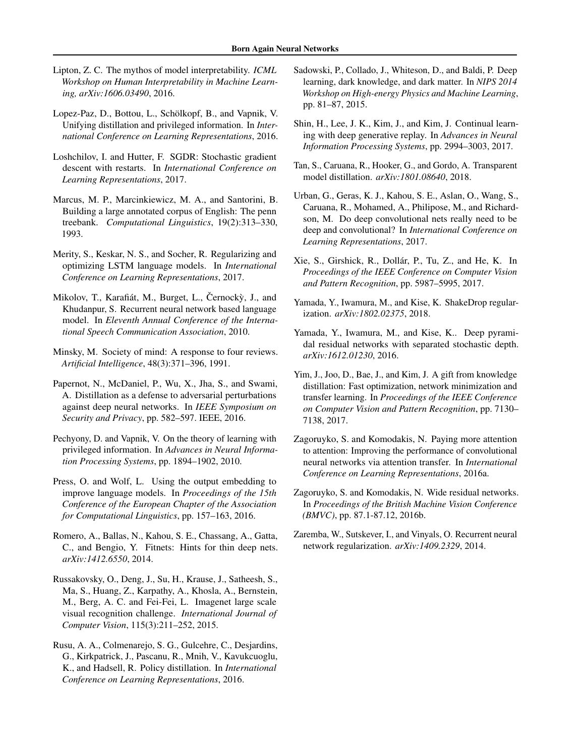Lipton, Z. C. The mythos of model interpretability. *ICML Workshop on Human Interpretability in Machine Learning, arXiv:1606.03490*, 2016.

Lopez-Paz, D., Bottou, L., Schölkopf, B., and Vapnik, V. Unifying distillation and privileged information. In *International Conference on Learning Representations*, 2016.

Loshchilov, I. and Hutter, F. SGDR: Stochastic gradient descent with restarts. In *International Conference on Learning Representations*, 2017.

Marcus, M. P., Marcinkiewicz, M. A., and Santorini, B. Building a large annotated corpus of English: The penn treebank. *Computational Linguistics*, 19(2):313–330, 1993.

Merity, S., Keskar, N. S., and Socher, R. Regularizing and optimizing LSTM language models. In *International Conference on Learning Representations*, 2017.

Mikolov, T., Karafiát, M., Burget, L., Černockỳ, J., and Khudanpur, S. Recurrent neural network based language model. In *Eleventh Annual Conference of the International Speech Communication Association*, 2010.

Minsky, M. Society of mind: A response to four reviews. *Artificial Intelligence*, 48(3):371–396, 1991.

Papernot, N., McDaniel, P., Wu, X., Jha, S., and Swami, A. Distillation as a defense to adversarial perturbations against deep neural networks. In *IEEE Symposium on Security and Privacy*, pp. 582–597. IEEE, 2016.

Pechyony, D. and Vapnik, V. On the theory of learning with privileged information. In *Advances in Neural Information Processing Systems*, pp. 1894–1902, 2010.

Press, O. and Wolf, L. Using the output embedding to improve language models. In *Proceedings of the 15th Conference of the European Chapter of the Association for Computational Linguistics*, pp. 157–163, 2016.

Romero, A., Ballas, N., Kahou, S. E., Chassang, A., Gatta, C., and Bengio, Y. Fitnets: Hints for thin deep nets. *arXiv:1412.6550*, 2014.

Russakovsky, O., Deng, J., Su, H., Krause, J., Satheesh, S., Ma, S., Huang, Z., Karpathy, A., Khosla, A., Bernstein, M., Berg, A. C. and Fei-Fei, L. Imagenet large scale visual recognition challenge. *International Journal of Computer Vision*, 115(3):211–252, 2015.

Rusu, A. A., Colmenarejo, S. G., Gulcehre, C., Desjardins, G., Kirkpatrick, J., Pascanu, R., Mnih, V., Kavukcuoglu, K., and Hadsell, R. Policy distillation. In *International Conference on Learning Representations*, 2016.

Sadowski, P., Collado, J., Whiteson, D., and Baldi, P. Deep learning, dark knowledge, and dark matter. In *NIPS 2014 Workshop on High-energy Physics and Machine Learning*, pp. 81–87, 2015.

Shin, H., Lee, J. K., Kim, J., and Kim, J. Continual learning with deep generative replay. In *Advances in Neural Information Processing Systems*, pp. 2994–3003, 2017.

Tan, S., Caruana, R., Hooker, G., and Gordo, A. Transparent model distillation. *arXiv:1801.08640*, 2018.

Urban, G., Geras, K. J., Kahou, S. E., Aslan, O., Wang, S., Caruana, R., Mohamed, A., Philipose, M., and Richardson, M. Do deep convolutional nets really need to be deep and convolutional? In *International Conference on Learning Representations*, 2017.

Xie, S., Girshick, R., Dollár, P., Tu, Z., and He, K. In *Proceedings of the IEEE Conference on Computer Vision and Pattern Recognition*, pp. 5987–5995, 2017.

Yamada, Y., Iwamura, M., and Kise, K. ShakeDrop regularization. *arXiv:1802.02375*, 2018.

Yamada, Y., Iwamura, M., and Kise, K.. Deep pyramidal residual networks with separated stochastic depth. *arXiv:1612.01230*, 2016.

Yim, J., Joo, D., Bae, J., and Kim, J. A gift from knowledge distillation: Fast optimization, network minimization and transfer learning. In *Proceedings of the IEEE Conference on Computer Vision and Pattern Recognition*, pp. 7130–7138, 2017.

Zagoruyko, S. and Komodakis, N. Paying more attention to attention: Improving the performance of convolutional neural networks via attention transfer. In *International Conference on Learning Representations*, 2016a.

Zagoruyko, S. and Komodakis, N. Wide residual networks. In *Proceedings of the British Machine Vision Conference (BMVC)*, pp. 87.1-87.12, 2016b.

Zaremba, W., Sutskever, I., and Vinyals, O. Recurrent neural network regularization. *arXiv:1409.2329*, 2014.